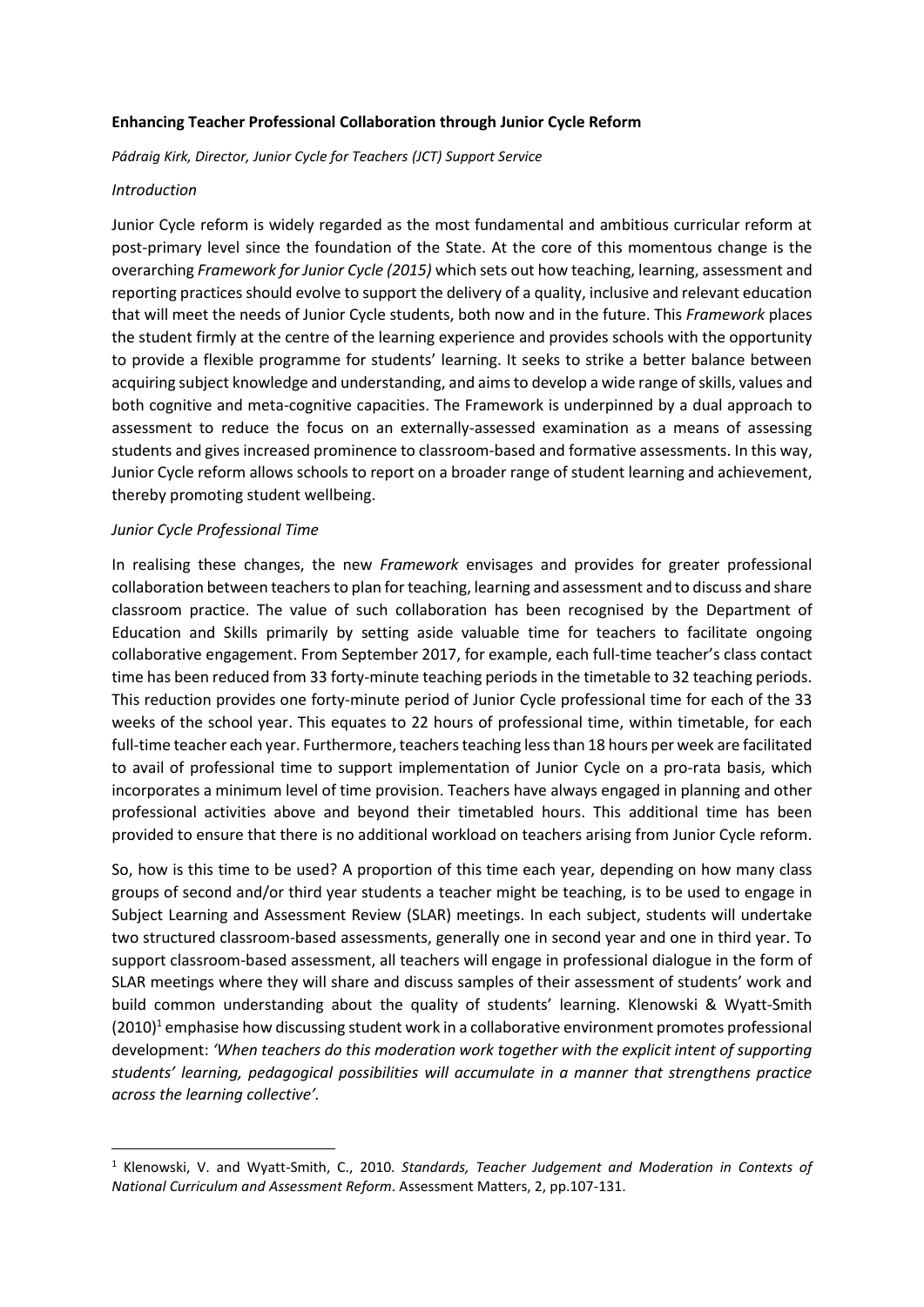**Enhancing Teacher Professional Collaboration through Junior Cycle Reform**

*Pádraig Kirk, Director, Junior Cycle for Teachers (JCT) Support Service*

*Introduction*

Junior Cycle reform is widely regarded as the most fundamental and ambitious curricular reform at post-primary level since the foundation of the State. At the core of this momentous change is the overarching *Framework for Junior Cycle (2015)* which sets out how teaching, learning, assessment and reporting practices should evolve to support the delivery of a quality, inclusive and relevant education that will meet the needs of Junior Cycle students, both now and in the future. This *Framework* places the student firmly at the centre of the learning experience and provides schools with the opportunity to provide a flexible programme for students' learning. It seeks to strike a better balance between acquiring subject knowledge and understanding, and aims to develop a wide range of skills, values and both cognitive and meta-cognitive capacities. The Framework is underpinned by a dual approach to assessment to reduce the focus on an externally-assessed examination as a means of assessing students and gives increased prominence to classroom-based and formative assessments. In this way, Junior Cycle reform allows schools to report on a broader range of student learning and achievement, thereby promoting student wellbeing.

*Junior Cycle Professional Time*

In realising these changes, the new *Framework* envisages and provides for greater professional collaboration between teachers to plan for teaching, learning and assessment and to discuss and share classroom practice. The value of such collaboration has been recognised by the Department of Education and Skills primarily by setting aside valuable time for teachers to facilitate ongoing collaborative engagement. From September 2017, for example, each full-time teacher's class contact time has been reduced from 33 forty-minute teaching periods in the timetable to 32 teaching periods. This reduction provides one forty-minute period of Junior Cycle professional time for each of the 33 weeks of the school year. This equates to 22 hours of professional time, within timetable, for each full-time teacher each year. Furthermore, teachers teaching less than 18 hours per week are facilitated to avail of professional time to support implementation of Junior Cycle on a pro-rata basis, which incorporates a minimum level of time provision. Teachers have always engaged in planning and other professional activities above and beyond their timetabled hours. This additional time has been provided to ensure that there is no additional workload on teachers arising from Junior Cycle reform.

So, how is this time to be used? A proportion of this time each year, depending on how many class groups of second and/or third year students a teacher might be teaching, is to be used to engage in Subject Learning and Assessment Review (SLAR) meetings. In each subject, students will undertake two structured classroom-based assessments, generally one in second year and one in third year. To support classroom-based assessment, all teachers will engage in professional dialogue in the form of SLAR meetings where they will share and discuss samples of their assessment of students' work and build common understanding about the quality of students' learning. Klenowski & Wyatt-Smith (2010)[1] emphasise how discussing student work in a collaborative environment promotes professional development: *'When teachers do this moderation work together with the explicit intent of supporting students' learning, pedagogical possibilities will accumulate in a manner that strengthens practice across the learning collective'.*

---

[1] Klenowski, V. and Wyatt-Smith, C., 2010. *Standards, Teacher Judgement and Moderation in Contexts of National Curriculum and Assessment Reform*. Assessment Matters, 2, pp.107-131.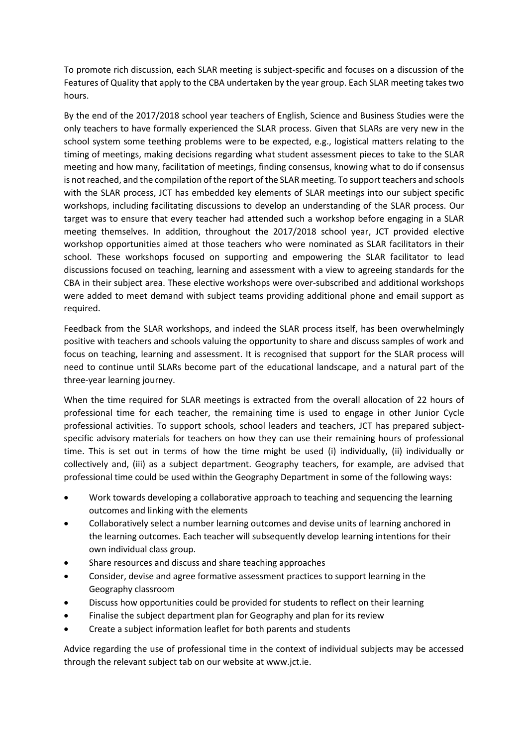To promote rich discussion, each SLAR meeting is subject-specific and focuses on a discussion of the Features of Quality that apply to the CBA undertaken by the year group. Each SLAR meeting takes two hours.

By the end of the 2017/2018 school year teachers of English, Science and Business Studies were the only teachers to have formally experienced the SLAR process. Given that SLARs are very new in the school system some teething problems were to be expected, e.g., logistical matters relating to the timing of meetings, making decisions regarding what student assessment pieces to take to the SLAR meeting and how many, facilitation of meetings, finding consensus, knowing what to do if consensus is not reached, and the compilation of the report of the SLAR meeting. To support teachers and schools with the SLAR process, JCT has embedded key elements of SLAR meetings into our subject specific workshops, including facilitating discussions to develop an understanding of the SLAR process. Our target was to ensure that every teacher had attended such a workshop before engaging in a SLAR meeting themselves. In addition, throughout the 2017/2018 school year, JCT provided elective workshop opportunities aimed at those teachers who were nominated as SLAR facilitators in their school. These workshops focused on supporting and empowering the SLAR facilitator to lead discussions focused on teaching, learning and assessment with a view to agreeing standards for the CBA in their subject area. These elective workshops were over-subscribed and additional workshops were added to meet demand with subject teams providing additional phone and email support as required.

Feedback from the SLAR workshops, and indeed the SLAR process itself, has been overwhelmingly positive with teachers and schools valuing the opportunity to share and discuss samples of work and focus on teaching, learning and assessment. It is recognised that support for the SLAR process will need to continue until SLARs become part of the educational landscape, and a natural part of the three-year learning journey.

When the time required for SLAR meetings is extracted from the overall allocation of 22 hours of professional time for each teacher, the remaining time is used to engage in other Junior Cycle professional activities. To support schools, school leaders and teachers, JCT has prepared subject-specific advisory materials for teachers on how they can use their remaining hours of professional time. This is set out in terms of how the time might be used (i) individually, (ii) individually or collectively and, (iii) as a subject department. Geography teachers, for example, are advised that professional time could be used within the Geography Department in some of the following ways:

- Work towards developing a collaborative approach to teaching and sequencing the learning outcomes and linking with the elements
- Collaboratively select a number learning outcomes and devise units of learning anchored in the learning outcomes. Each teacher will subsequently develop learning intentions for their own individual class group.
- Share resources and discuss and share teaching approaches
- Consider, devise and agree formative assessment practices to support learning in the Geography classroom
- Discuss how opportunities could be provided for students to reflect on their learning
- Finalise the subject department plan for Geography and plan for its review
- Create a subject information leaflet for both parents and students

Advice regarding the use of professional time in the context of individual subjects may be accessed through the relevant subject tab on our website at www.jct.ie.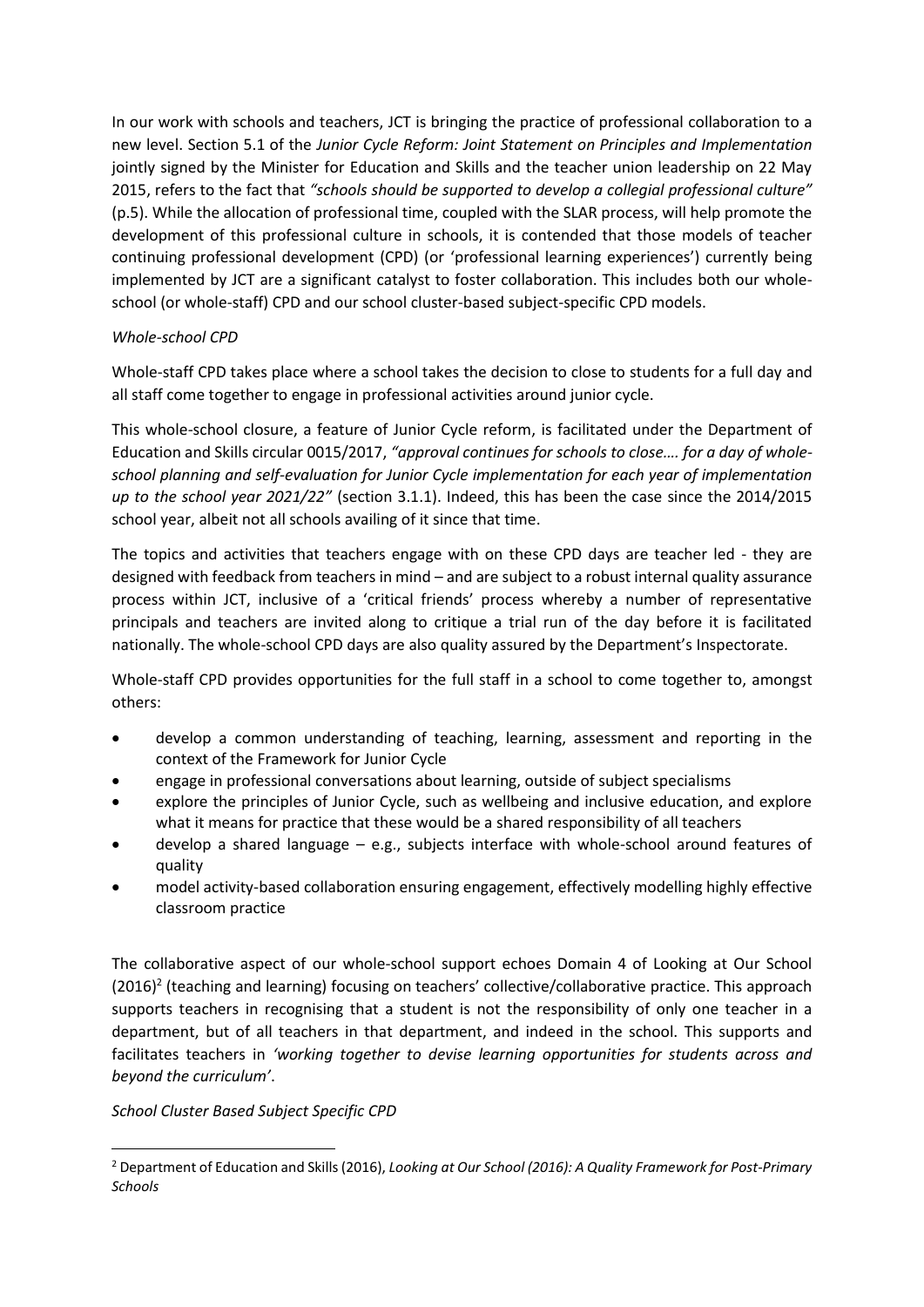In our work with schools and teachers, JCT is bringing the practice of professional collaboration to a new level. Section 5.1 of the *Junior Cycle Reform: Joint Statement on Principles and Implementation* jointly signed by the Minister for Education and Skills and the teacher union leadership on 22 May 2015, refers to the fact that *"schools should be supported to develop a collegial professional culture"* (p.5). While the allocation of professional time, coupled with the SLAR process, will help promote the development of this professional culture in schools, it is contended that those models of teacher continuing professional development (CPD) (or 'professional learning experiences') currently being implemented by JCT are a significant catalyst to foster collaboration. This includes both our whole-school (or whole-staff) CPD and our school cluster-based subject-specific CPD models.

*Whole-school CPD*

Whole-staff CPD takes place where a school takes the decision to close to students for a full day and all staff come together to engage in professional activities around junior cycle.

This whole-school closure, a feature of Junior Cycle reform, is facilitated under the Department of Education and Skills circular 0015/2017, *"approval continues for schools to close…. for a day of whole-school planning and self-evaluation for Junior Cycle implementation for each year of implementation up to the school year 2021/22"* (section 3.1.1). Indeed, this has been the case since the 2014/2015 school year, albeit not all schools availing of it since that time.

The topics and activities that teachers engage with on these CPD days are teacher led - they are designed with feedback from teachers in mind – and are subject to a robust internal quality assurance process within JCT, inclusive of a 'critical friends' process whereby a number of representative principals and teachers are invited along to critique a trial run of the day before it is facilitated nationally. The whole-school CPD days are also quality assured by the Department's Inspectorate.

Whole-staff CPD provides opportunities for the full staff in a school to come together to, amongst others:

- develop a common understanding of teaching, learning, assessment and reporting in the context of the Framework for Junior Cycle
- engage in professional conversations about learning, outside of subject specialisms
- explore the principles of Junior Cycle, such as wellbeing and inclusive education, and explore what it means for practice that these would be a shared responsibility of all teachers
- develop a shared language – e.g., subjects interface with whole-school around features of quality
- model activity-based collaboration ensuring engagement, effectively modelling highly effective classroom practice

The collaborative aspect of our whole-school support echoes Domain 4 of Looking at Our School (2016)[2] (teaching and learning) focusing on teachers' collective/collaborative practice. This approach supports teachers in recognising that a student is not the responsibility of only one teacher in a department, but of all teachers in that department, and indeed in the school. This supports and facilitates teachers in *'working together to devise learning opportunities for students across and beyond the curriculum'*.

*School Cluster Based Subject Specific CPD*

---

[2] Department of Education and Skills (2016), *Looking at Our School (2016): A Quality Framework for Post-Primary Schools*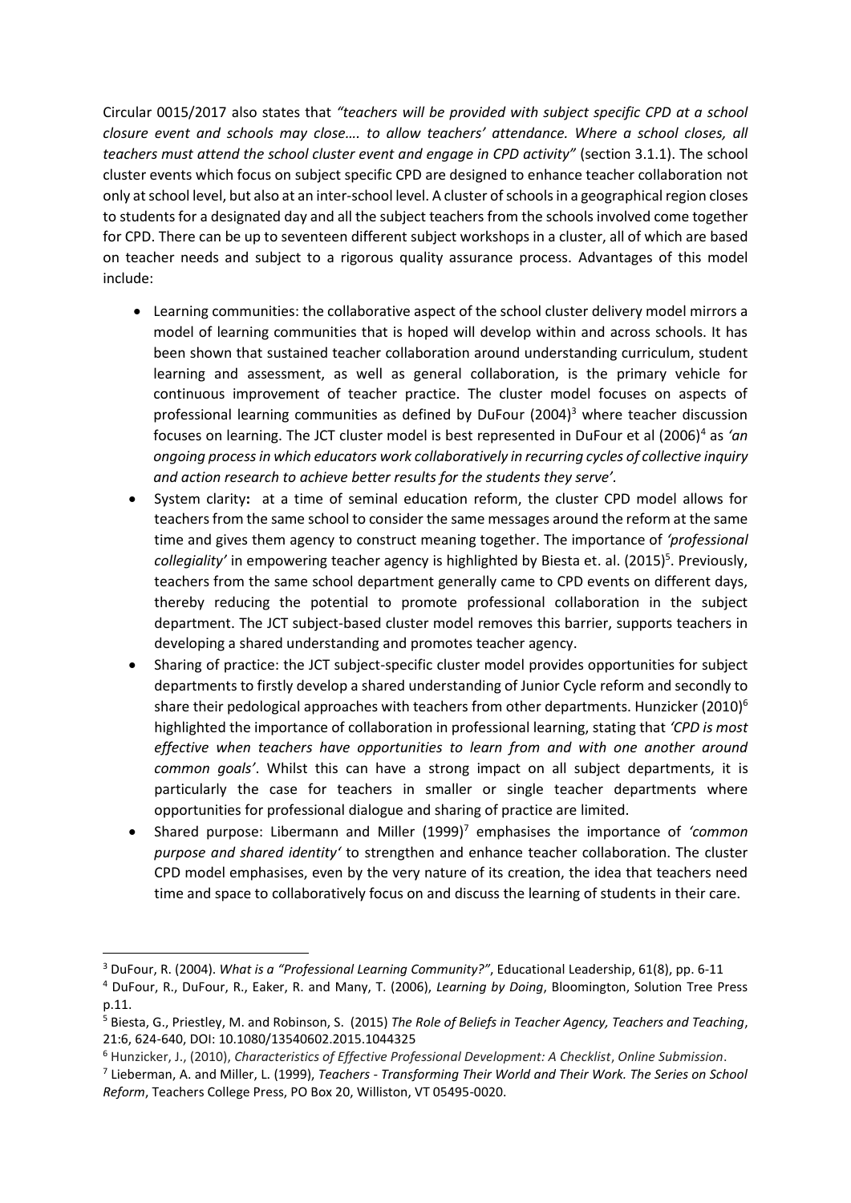Circular 0015/2017 also states that *"teachers will be provided with subject specific CPD at a school closure event and schools may close…. to allow teachers' attendance. Where a school closes, all teachers must attend the school cluster event and engage in CPD activity"* (section 3.1.1). The school cluster events which focus on subject specific CPD are designed to enhance teacher collaboration not only at school level, but also at an inter-school level. A cluster of schools in a geographical region closes to students for a designated day and all the subject teachers from the schools involved come together for CPD. There can be up to seventeen different subject workshops in a cluster, all of which are based on teacher needs and subject to a rigorous quality assurance process. Advantages of this model include:

- Learning communities: the collaborative aspect of the school cluster delivery model mirrors a model of learning communities that is hoped will develop within and across schools. It has been shown that sustained teacher collaboration around understanding curriculum, student learning and assessment, as well as general collaboration, is the primary vehicle for continuous improvement of teacher practice. The cluster model focuses on aspects of professional learning communities as defined by DuFour (2004)[3] where teacher discussion focuses on learning. The JCT cluster model is best represented in DuFour et al (2006)[4] as *'an ongoing process in which educators work collaboratively in recurring cycles of collective inquiry and action research to achieve better results for the students they serve'.*
- System clarity**:** at a time of seminal education reform, the cluster CPD model allows for teachers from the same school to consider the same messages around the reform at the same time and gives them agency to construct meaning together. The importance of *'professional collegiality'* in empowering teacher agency is highlighted by Biesta et. al. (2015)[5]. Previously, teachers from the same school department generally came to CPD events on different days, thereby reducing the potential to promote professional collaboration in the subject department. The JCT subject-based cluster model removes this barrier, supports teachers in developing a shared understanding and promotes teacher agency.
- Sharing of practice: the JCT subject-specific cluster model provides opportunities for subject departments to firstly develop a shared understanding of Junior Cycle reform and secondly to share their pedological approaches with teachers from other departments. Hunzicker (2010)[6] highlighted the importance of collaboration in professional learning, stating that *'CPD is most effective when teachers have opportunities to learn from and with one another around common goals'*. Whilst this can have a strong impact on all subject departments, it is particularly the case for teachers in smaller or single teacher departments where opportunities for professional dialogue and sharing of practice are limited.
- Shared purpose: Libermann and Miller (1999)[7] emphasises the importance of *'common purpose and shared identity'* to strengthen and enhance teacher collaboration. The cluster CPD model emphasises, even by the very nature of its creation, the idea that teachers need time and space to collaboratively focus on and discuss the learning of students in their care.

---

[3] DuFour, R. (2004). *What is a "Professional Learning Community?"*, Educational Leadership, 61(8), pp. 6-11

[4] DuFour, R., DuFour, R., Eaker, R. and Many, T. (2006), *Learning by Doing*, Bloomington, Solution Tree Press p.11.

[5] Biesta, G., Priestley, M. and Robinson, S. (2015) *The Role of Beliefs in Teacher Agency, Teachers and Teaching*, 21:6, 624-640, DOI: 10.1080/13540602.2015.1044325

[6] Hunzicker, J., (2010), *Characteristics of Effective Professional Development: A Checklist*, *Online Submission*.

[7] Lieberman, A. and Miller, L. (1999), *Teachers - Transforming Their World and Their Work. The Series on School Reform*, Teachers College Press, PO Box 20, Williston, VT 05495-0020.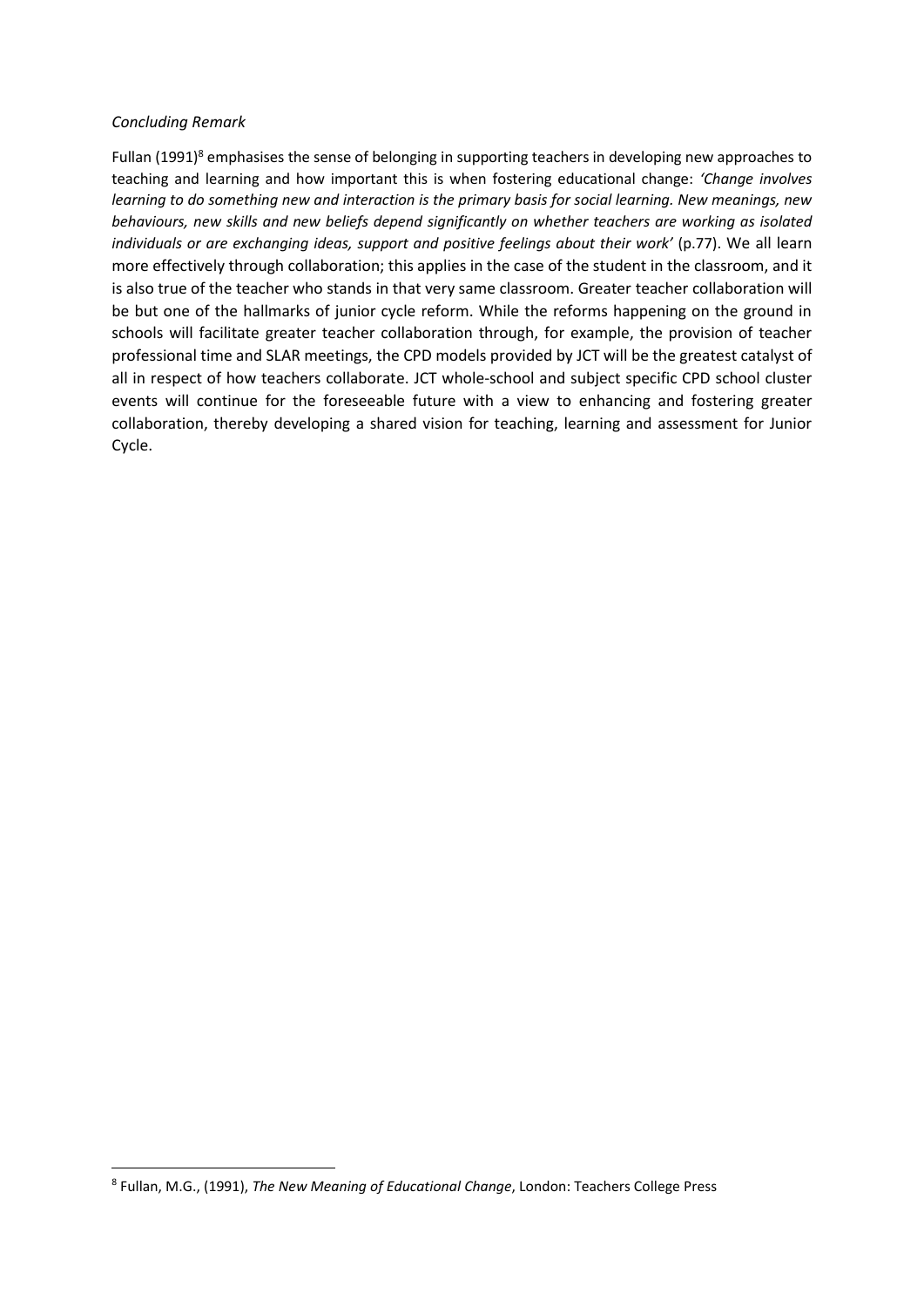*Concluding Remark*

Fullan (1991)[8] emphasises the sense of belonging in supporting teachers in developing new approaches to teaching and learning and how important this is when fostering educational change: *'Change involves learning to do something new and interaction is the primary basis for social learning. New meanings, new behaviours, new skills and new beliefs depend significantly on whether teachers are working as isolated individuals or are exchanging ideas, support and positive feelings about their work'* (p.77). We all learn more effectively through collaboration; this applies in the case of the student in the classroom, and it is also true of the teacher who stands in that very same classroom. Greater teacher collaboration will be but one of the hallmarks of junior cycle reform. While the reforms happening on the ground in schools will facilitate greater teacher collaboration through, for example, the provision of teacher professional time and SLAR meetings, the CPD models provided by JCT will be the greatest catalyst of all in respect of how teachers collaborate. JCT whole-school and subject specific CPD school cluster events will continue for the foreseeable future with a view to enhancing and fostering greater collaboration, thereby developing a shared vision for teaching, learning and assessment for Junior Cycle.

---

[8] Fullan, M.G., (1991), *The New Meaning of Educational Change*, London: Teachers College Press